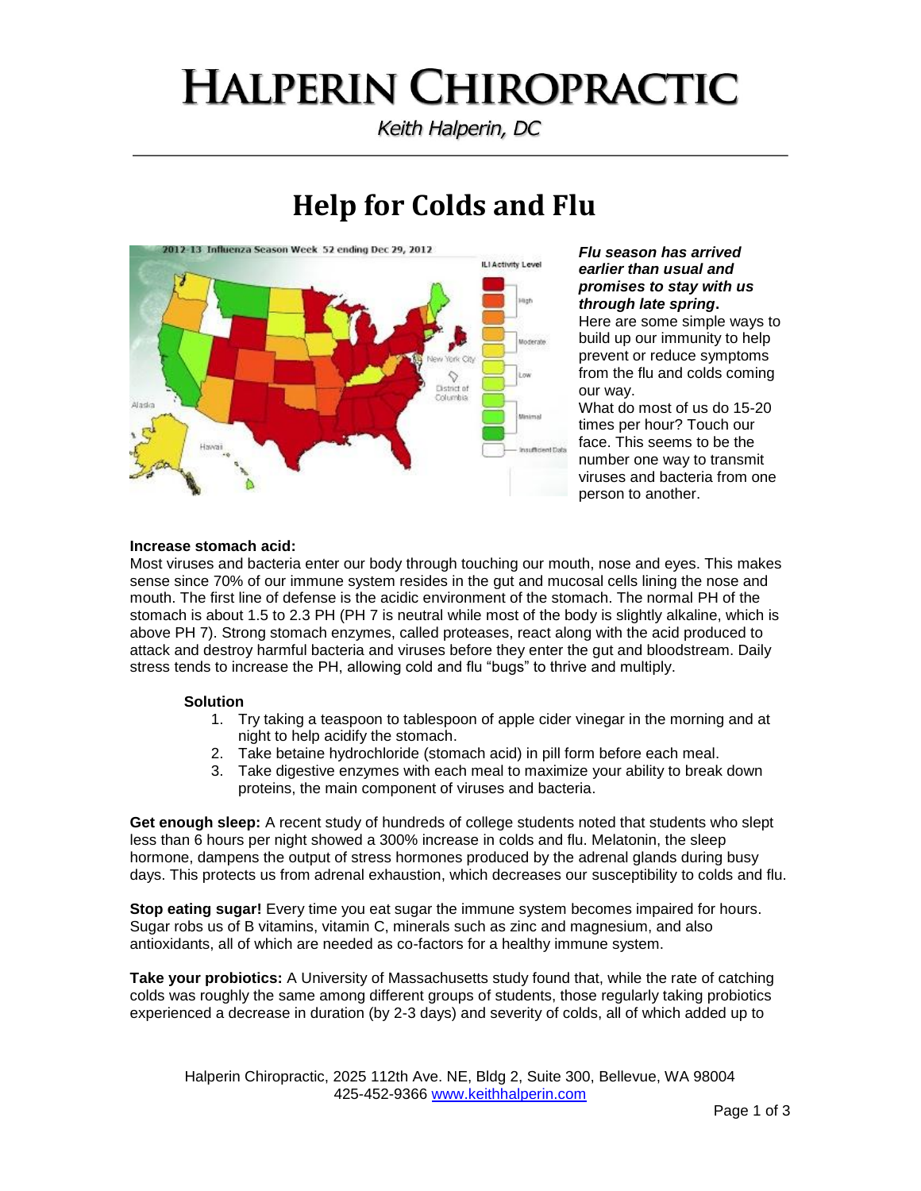# Halperin Chiropractic

*Keith Halperin, DC*

## Help for Colds and Flu

2012-13 Influenza Season Week 52 ending Dec 29, 2012

ILI Activity Level

High

Moderate

Low

Minimal

Insufficient Data

New York City

District of Columbia

Alaska

Hawaii

***Flu season has arrived earlier than usual and promises to stay with us through late spring*.**

Here are some simple ways to build up our immunity to help prevent or reduce symptoms from the flu and colds coming our way.

What do most of us do 15-20 times per hour? Touch our face. This seems to be the number one way to transmit viruses and bacteria from one person to another.

**Increase stomach acid:**

Most viruses and bacteria enter our body through touching our mouth, nose and eyes. This makes sense since 70% of our immune system resides in the gut and mucosal cells lining the nose and mouth. The first line of defense is the acidic environment of the stomach. The normal PH of the stomach is about 1.5 to 2.3 PH (PH 7 is neutral while most of the body is slightly alkaline, which is above PH 7). Strong stomach enzymes, called proteases, react along with the acid produced to attack and destroy harmful bacteria and viruses before they enter the gut and bloodstream. Daily stress tends to increase the PH, allowing cold and flu "bugs" to thrive and multiply.

**Solution**

1. Try taking a teaspoon to tablespoon of apple cider vinegar in the morning and at night to help acidify the stomach.
2. Take betaine hydrochloride (stomach acid) in pill form before each meal.
3. Take digestive enzymes with each meal to maximize your ability to break down proteins, the main component of viruses and bacteria.

**Get enough sleep:** A recent study of hundreds of college students noted that students who slept less than 6 hours per night showed a 300% increase in colds and flu. Melatonin, the sleep hormone, dampens the output of stress hormones produced by the adrenal glands during busy days. This protects us from adrenal exhaustion, which decreases our susceptibility to colds and flu.

**Stop eating sugar!** Every time you eat sugar the immune system becomes impaired for hours. Sugar robs us of B vitamins, vitamin C, minerals such as zinc and magnesium, and also antioxidants, all of which are needed as co-factors for a healthy immune system.

**Take your probiotics:** A University of Massachusetts study found that, while the rate of catching colds was roughly the same among different groups of students, those regularly taking probiotics experienced a decrease in duration (by 2-3 days) and severity of colds, all of which added up to

Halperin Chiropractic, 2025 112th Ave. NE, Bldg 2, Suite 300, Bellevue, WA 98004
425-452-9366 [www.keithhalperin.com](http://www.keithhalperin.com)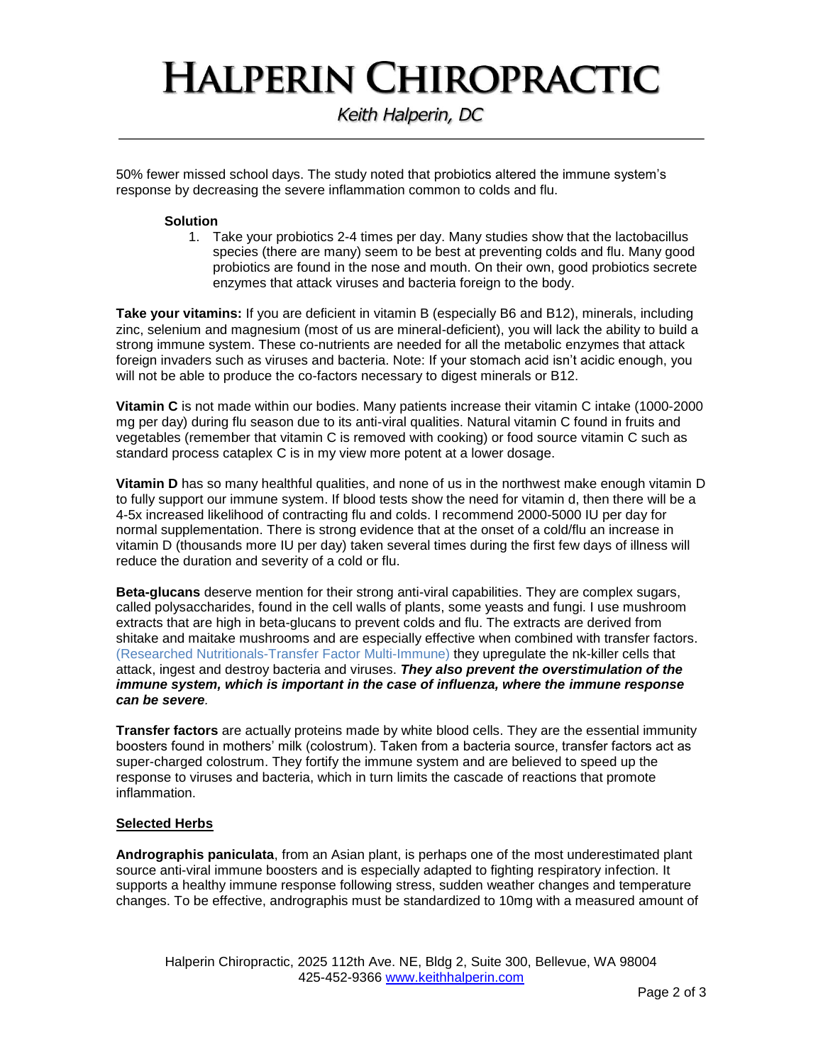50% fewer missed school days. The study noted that probiotics altered the immune system's response by decreasing the severe inflammation common to colds and flu.

**Solution**

1. Take your probiotics 2-4 times per day. Many studies show that the lactobacillus species (there are many) seem to be best at preventing colds and flu. Many good probiotics are found in the nose and mouth. On their own, good probiotics secrete enzymes that attack viruses and bacteria foreign to the body.

**Take your vitamins:** If you are deficient in vitamin B (especially B6 and B12), minerals, including zinc, selenium and magnesium (most of us are mineral-deficient), you will lack the ability to build a strong immune system. These co-nutrients are needed for all the metabolic enzymes that attack foreign invaders such as viruses and bacteria. Note: If your stomach acid isn't acidic enough, you will not be able to produce the co-factors necessary to digest minerals or B12.

**Vitamin C** is not made within our bodies. Many patients increase their vitamin C intake (1000-2000 mg per day) during flu season due to its anti-viral qualities. Natural vitamin C found in fruits and vegetables (remember that vitamin C is removed with cooking) or food source vitamin C such as standard process cataplex C is in my view more potent at a lower dosage.

**Vitamin D** has so many healthful qualities, and none of us in the northwest make enough vitamin D to fully support our immune system. If blood tests show the need for vitamin d, then there will be a 4-5x increased likelihood of contracting flu and colds. I recommend 2000-5000 IU per day for normal supplementation. There is strong evidence that at the onset of a cold/flu an increase in vitamin D (thousands more IU per day) taken several times during the first few days of illness will reduce the duration and severity of a cold or flu.

**Beta-glucans** deserve mention for their strong anti-viral capabilities. They are complex sugars, called polysaccharides, found in the cell walls of plants, some yeasts and fungi. I use mushroom extracts that are high in beta-glucans to prevent colds and flu. The extracts are derived from shitake and maitake mushrooms and are especially effective when combined with transfer factors. (Researched Nutritionals-Transfer Factor Multi-Immune) they upregulate the nk-killer cells that attack, ingest and destroy bacteria and viruses. ***They also prevent the overstimulation of the immune system, which is important in the case of influenza, where the immune response can be severe.***

**Transfer factors** are actually proteins made by white blood cells. They are the essential immunity boosters found in mothers' milk (colostrum). Taken from a bacteria source, transfer factors act as super-charged colostrum. They fortify the immune system and are believed to speed up the response to viruses and bacteria, which in turn limits the cascade of reactions that promote inflammation.

**Selected Herbs**

**Andrographis paniculata**, from an Asian plant, is perhaps one of the most underestimated plant source anti-viral immune boosters and is especially adapted to fighting respiratory infection. It supports a healthy immune response following stress, sudden weather changes and temperature changes. To be effective, andrographis must be standardized to 10mg with a measured amount of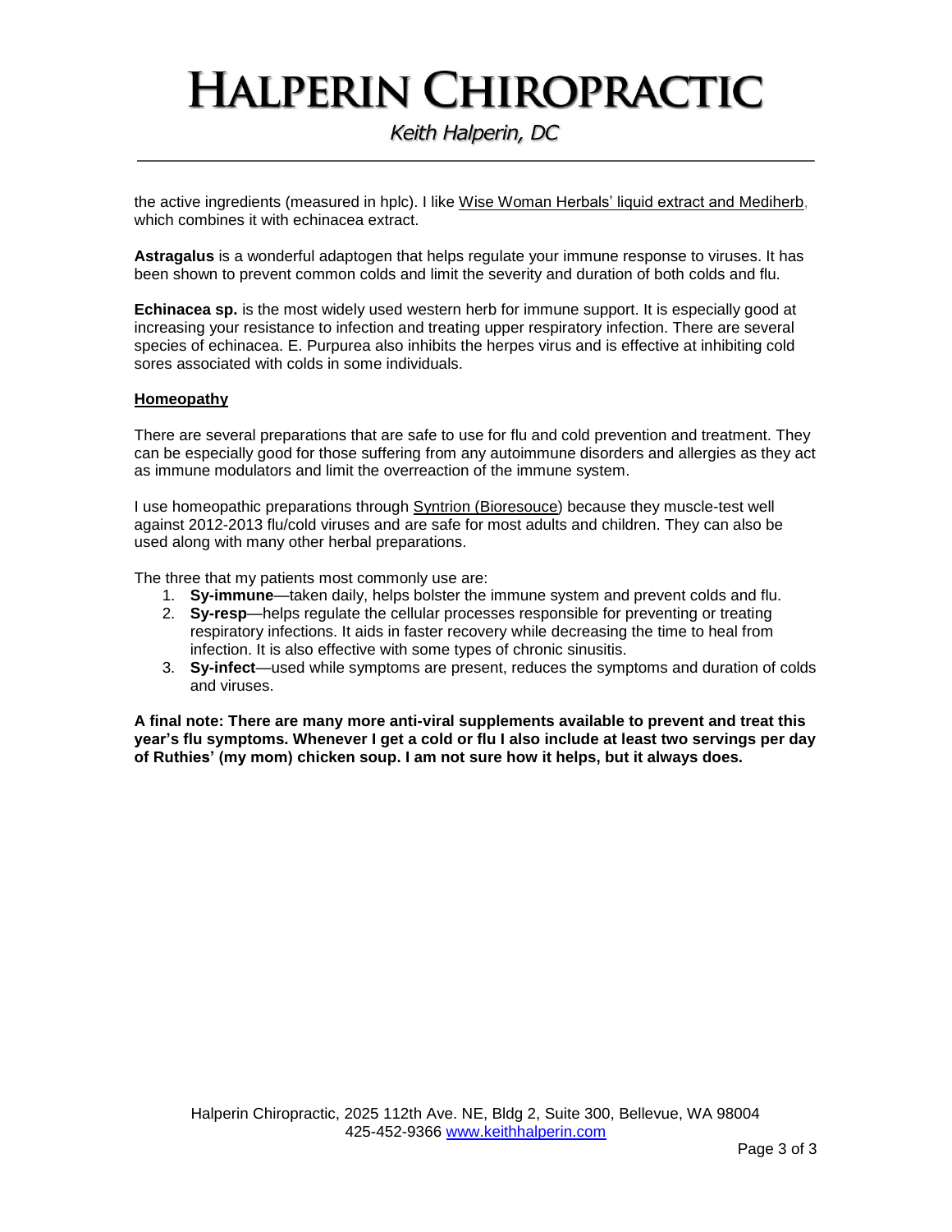the active ingredients (measured in hplc). I like Wise Woman Herbals' liquid extract and Mediherb, which combines it with echinacea extract.

**Astragalus** is a wonderful adaptogen that helps regulate your immune response to viruses. It has been shown to prevent common colds and limit the severity and duration of both colds and flu.

**Echinacea sp.** is the most widely used western herb for immune support. It is especially good at increasing your resistance to infection and treating upper respiratory infection. There are several species of echinacea. E. Purpurea also inhibits the herpes virus and is effective at inhibiting cold sores associated with colds in some individuals.

**Homeopathy**

There are several preparations that are safe to use for flu and cold prevention and treatment. They can be especially good for those suffering from any autoimmune disorders and allergies as they act as immune modulators and limit the overreaction of the immune system.

I use homeopathic preparations through Syntrion (Bioresouce) because they muscle-test well against 2012-2013 flu/cold viruses and are safe for most adults and children. They can also be used along with many other herbal preparations.

The three that my patients most commonly use are:

1. **Sy-immune**—taken daily, helps bolster the immune system and prevent colds and flu.
2. **Sy-resp**—helps regulate the cellular processes responsible for preventing or treating respiratory infections. It aids in faster recovery while decreasing the time to heal from infection. It is also effective with some types of chronic sinusitis.
3. **Sy-infect**—used while symptoms are present, reduces the symptoms and duration of colds and viruses.

**A final note: There are many more anti-viral supplements available to prevent and treat this year's flu symptoms. Whenever I get a cold or flu I also include at least two servings per day of Ruthies' (my mom) chicken soup. I am not sure how it helps, but it always does.**